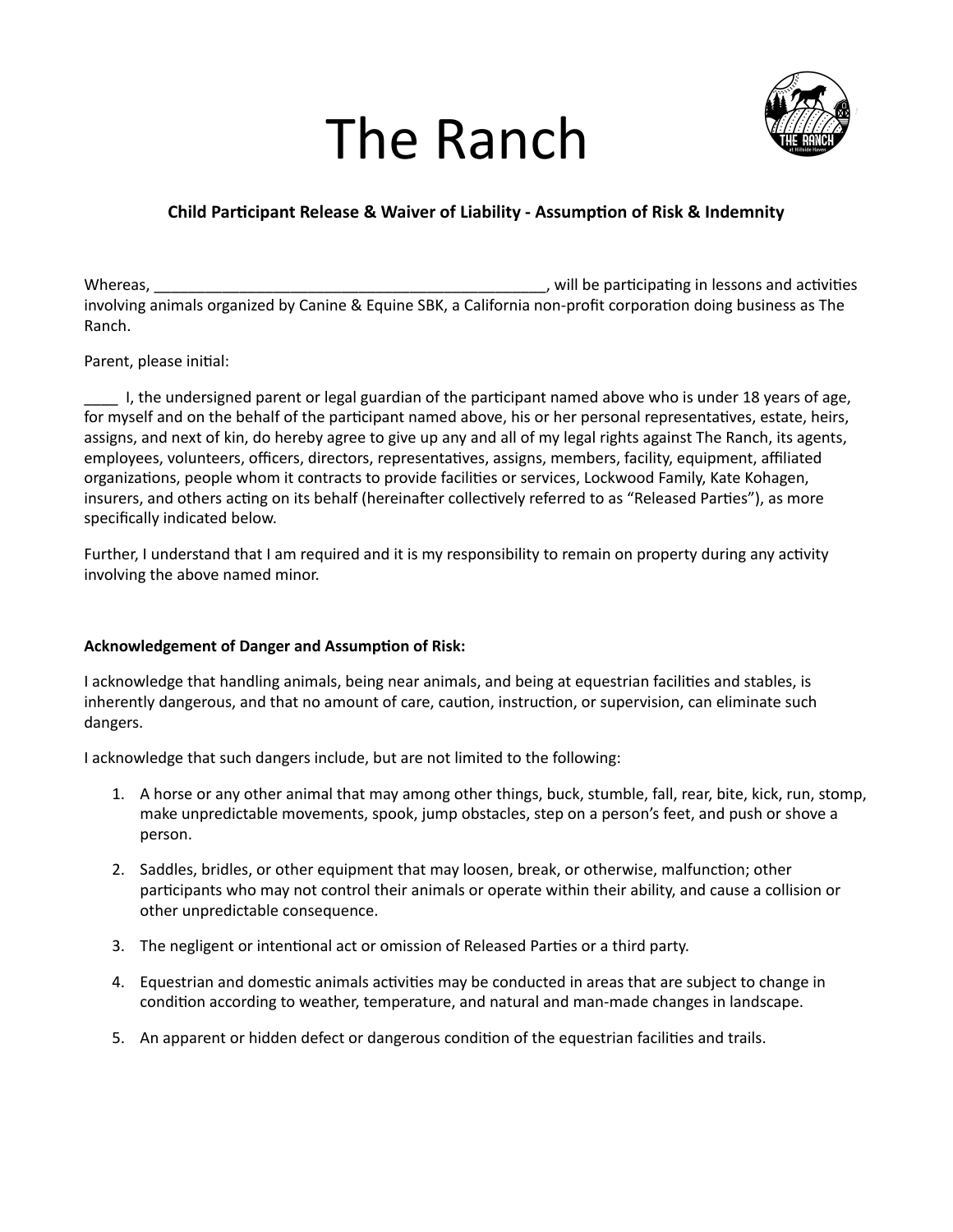# The Ranch

**Child Participant Release & Waiver of Liability - Assumption of Risk & Indemnity**

Whereas, ________________________________________________, will be participating in lessons and activities involving animals organized by Canine & Equine SBK, a California non-profit corporation doing business as The Ranch.

Parent, please initial:

____ I, the undersigned parent or legal guardian of the participant named above who is under 18 years of age, for myself and on the behalf of the participant named above, his or her personal representatives, estate, heirs, assigns, and next of kin, do hereby agree to give up any and all of my legal rights against The Ranch, its agents, employees, volunteers, officers, directors, representatives, assigns, members, facility, equipment, affiliated organizations, people whom it contracts to provide facilities or services, Lockwood Family, Kate Kohagen, insurers, and others acting on its behalf (hereinafter collectively referred to as "Released Parties"), as more specifically indicated below.

Further, I understand that I am required and it is my responsibility to remain on property during any activity involving the above named minor.

**Acknowledgement of Danger and Assumption of Risk:**

I acknowledge that handling animals, being near animals, and being at equestrian facilities and stables, is inherently dangerous, and that no amount of care, caution, instruction, or supervision, can eliminate such dangers.

I acknowledge that such dangers include, but are not limited to the following:

1. A horse or any other animal that may among other things, buck, stumble, fall, rear, bite, kick, run, stomp, make unpredictable movements, spook, jump obstacles, step on a person's feet, and push or shove a person.
2. Saddles, bridles, or other equipment that may loosen, break, or otherwise, malfunction; other participants who may not control their animals or operate within their ability, and cause a collision or other unpredictable consequence.
3. The negligent or intentional act or omission of Released Parties or a third party.
4. Equestrian and domestic animals activities may be conducted in areas that are subject to change in condition according to weather, temperature, and natural and man-made changes in landscape.
5. An apparent or hidden defect or dangerous condition of the equestrian facilities and trails.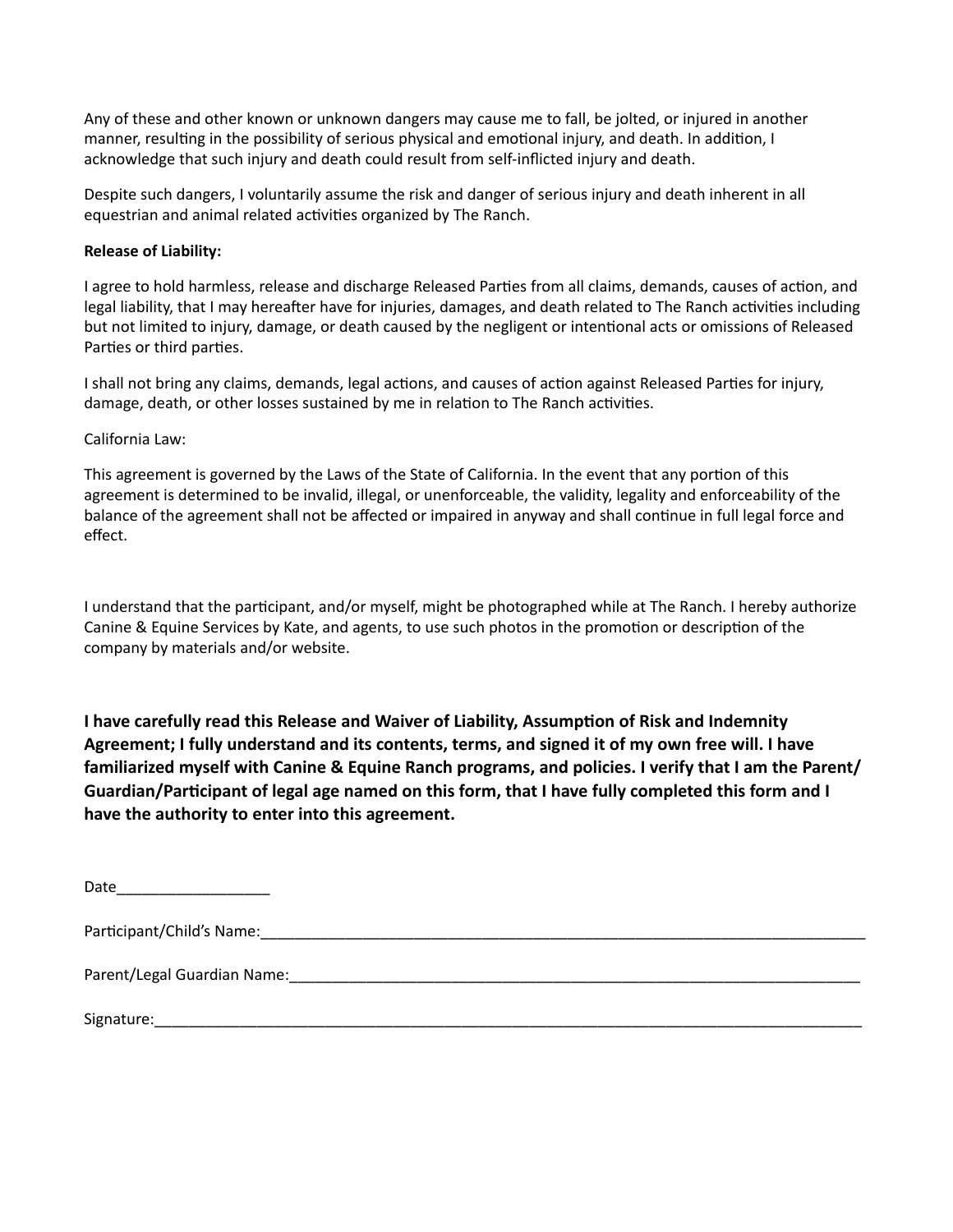Any of these and other known or unknown dangers may cause me to fall, be jolted, or injured in another manner, resulting in the possibility of serious physical and emotional injury, and death. In addition, I acknowledge that such injury and death could result from self-inflicted injury and death.

Despite such dangers, I voluntarily assume the risk and danger of serious injury and death inherent in all equestrian and animal related activities organized by The Ranch.

**Release of Liability:**

I agree to hold harmless, release and discharge Released Parties from all claims, demands, causes of action, and legal liability, that I may hereafter have for injuries, damages, and death related to The Ranch activities including but not limited to injury, damage, or death caused by the negligent or intentional acts or omissions of Released Parties or third parties.

I shall not bring any claims, demands, legal actions, and causes of action against Released Parties for injury, damage, death, or other losses sustained by me in relation to The Ranch activities.

California Law:

This agreement is governed by the Laws of the State of California. In the event that any portion of this agreement is determined to be invalid, illegal, or unenforceable, the validity, legality and enforceability of the balance of the agreement shall not be affected or impaired in anyway and shall continue in full legal force and effect.

I understand that the participant, and/or myself, might be photographed while at The Ranch. I hereby authorize Canine & Equine Services by Kate, and agents, to use such photos in the promotion or description of the company by materials and/or website.

**I have carefully read this Release and Waiver of Liability, Assumption of Risk and Indemnity Agreement; I fully understand and its contents, terms, and signed it of my own free will. I have familiarized myself with Canine & Equine Ranch programs, and policies. I verify that I am the Parent/Guardian/Participant of legal age named on this form, that I have fully completed this form and I have the authority to enter into this agreement.**

Date__________________

Participant/Child's Name:___________________________________________________________________________

Parent/Legal Guardian Name:_______________________________________________________________________

Signature:___________________________________________________________________________________________